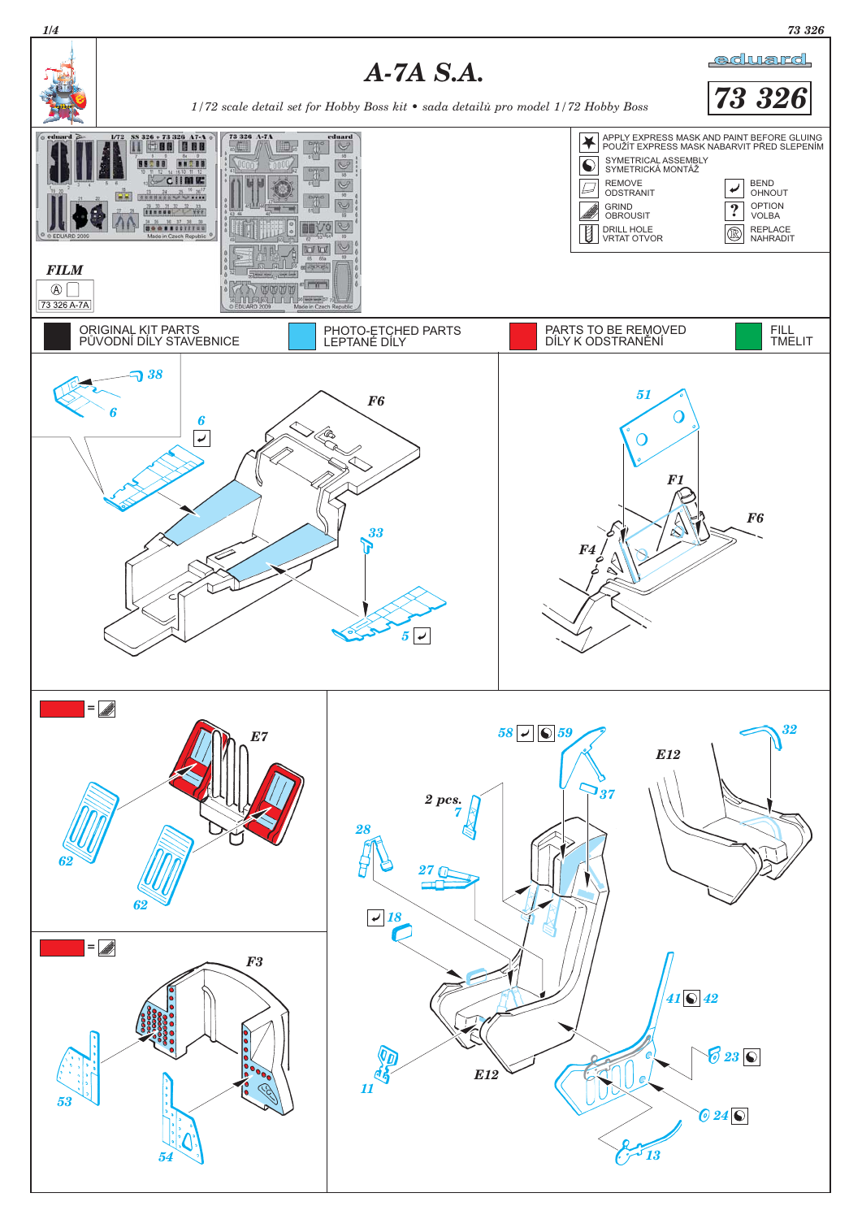# A-7A S.A.

*1/72 scale detail set for Hobby Boss kit • sada detailů pro model 1/72 Hobby Boss*

eduard

**73 326**

**FILM**

Ⓐ 73 326 A-7A

- APPLY EXPRESS MASK AND PAINT BEFORE GLUING / POUŽÍT EXPRESS MASK NABARVIT PŘED SLEPENÍM
- SYMETRICAL ASSEMBLY / SYMETRICKÁ MONTÁŽ
- REMOVE / ODSTRANIT
- BEND / OHNOUT
- GRIND / OBROUSIT
- OPTION / VOLBA
- DRILL HOLE / VRTAT OTVOR
- REPLACE / NAHRADIT

| ORIGINAL KIT PARTS / PŮVODNÍ DÍLY STAVEBNICE | PHOTO-ETCHED PARTS / LEPTANÉ DÍLY | PARTS TO BE REMOVED / DÍLY K ODSTRANĚNÍ | FILL / TMELIT |
|---|---|---|---|

38, 6, F6, 6, 33, 5, 51, F1, F6, F4

E7, 62, 62

58, 59, 32, E12, 37, 2 pcs. 7, 28, 27, 18, 41, 42, 23, 24, 13, 11, E12

F3, 53, 54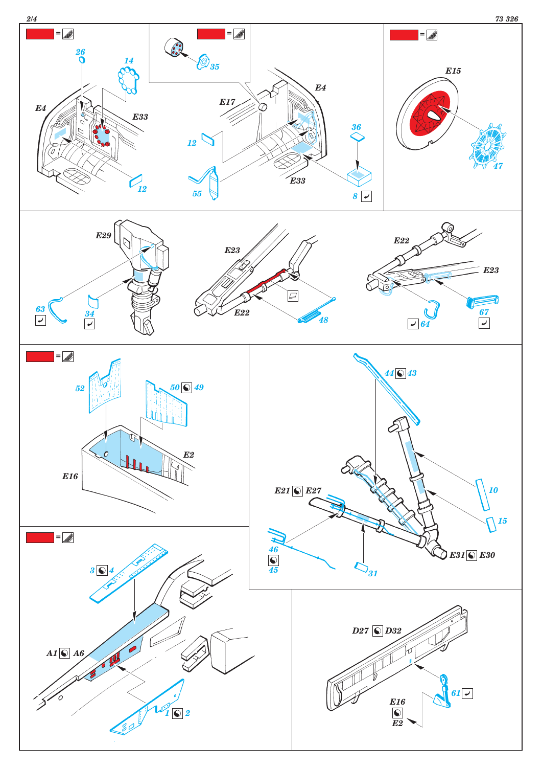E4

26

14

E33

12

35

E17

E4

12

55

E33

36

8

E15

47

E29

63

34

E23

E22

48

E22

E23

64

67

52

50 49

E2

E16

44 43

10

15

E21 E27

46

45

31

E31 E30

3 4

A1 A6

1 2

D27 D32

61

E16

E2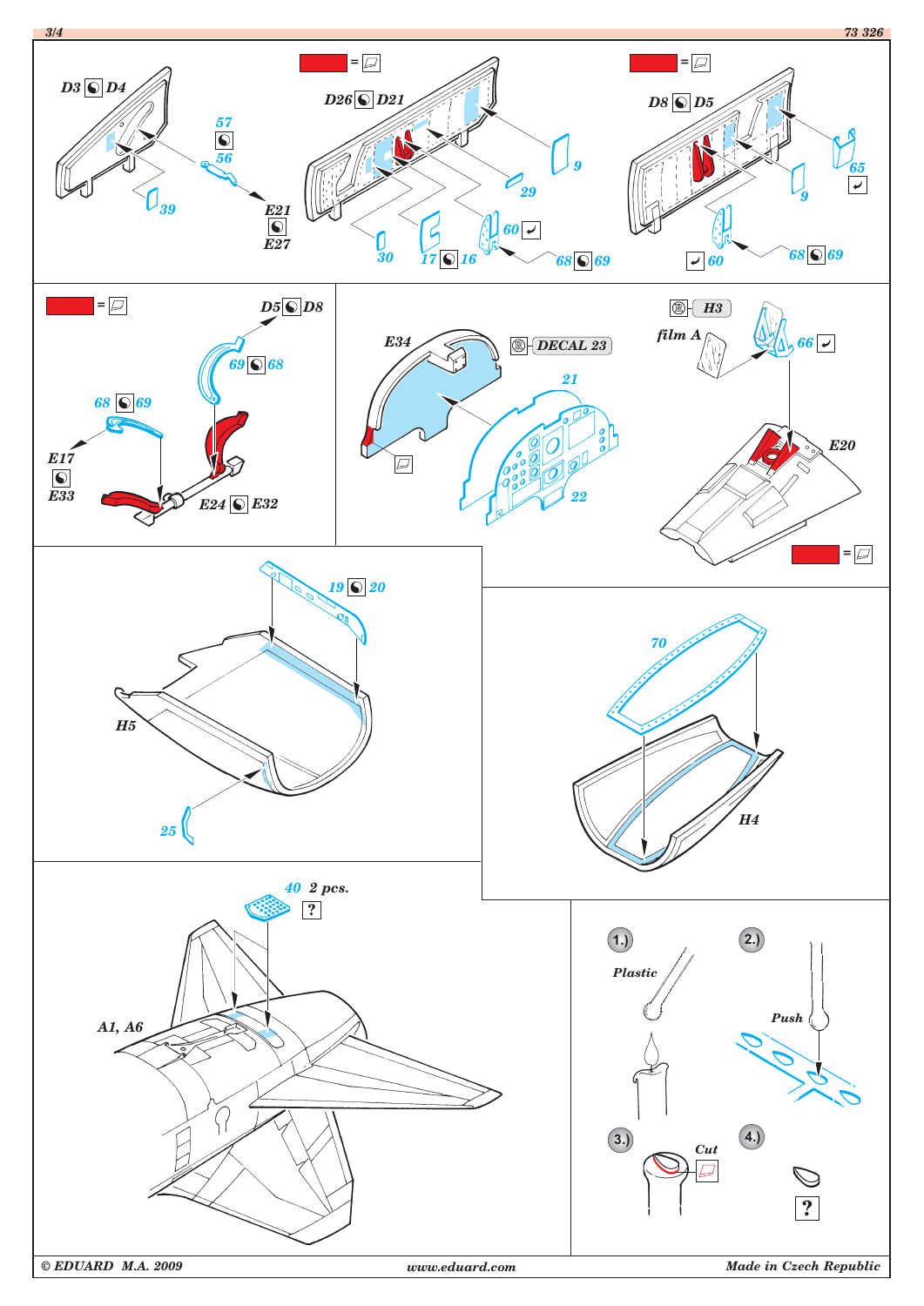D3 D4

57

56

39

E21

E27

= 

D26 D21

9

29

30

17 16

60

68 69

= 

D8 D5

65

9

60

68 69

= 

D5 D8

69 68

68 69

E17

E33

E24 E32

E34

DECAL 23

21

22

H3

film A

66

E20

= 

19 20

H5

25

70

H4

40 2 pcs.

?

A1, A6

1.)

Plastic

2.)

Push

3.)

Cut

4.)

?

© EDUARD M.A. 2009

www.eduard.com

Made in Czech Republic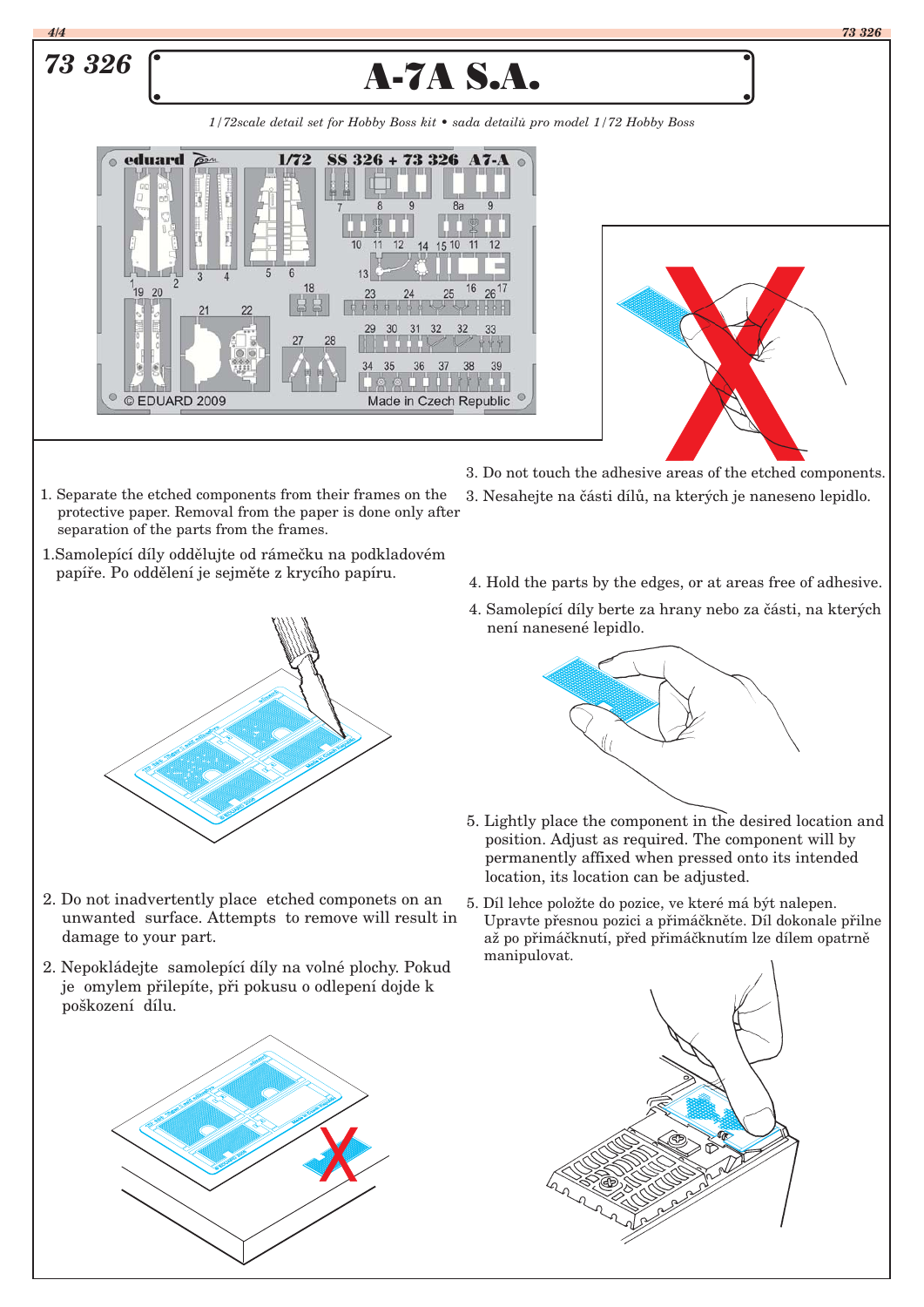# 73 326

# A-7A S.A.

*1/72scale detail set for Hobby Boss kit • sada detailů pro model 1/72 Hobby Boss*

1. Separate the etched components from their frames on the protective paper. Removal from the paper is done only after separation of the parts from the frames.

1. Samolepící díly oddělujte od rámečku na podkladovém papíře. Po oddělení je sejměte z krycího papíru.

2. Do not inadvertently place etched componets on an unwanted surface. Attempts to remove will result in damage to your part.

2. Nepokládejte samolepící díly na volné plochy. Pokud je omylem přilepíte, při pokusu o odlepení dojde k poškození dílu.

3. Do not touch the adhesive areas of the etched components.

3. Nesahejte na části dílů, na kterých je naneseno lepidlo.

4. Hold the parts by the edges, or at areas free of adhesive.

4. Samolepící díly berte za hrany nebo za části, na kterých není nanesené lepidlo.

5. Lightly place the component in the desired location and position. Adjust as required. The component will by permanently affixed when pressed onto its intended location, its location can be adjusted.

5. Díl lehce položte do pozice, ve které má být nalepen. Upravte přesnou pozici a přimáčkněte. Díl dokonale přilne až po přimáčknutí, před přimáčknutím lze dílem opatrně manipulovat.